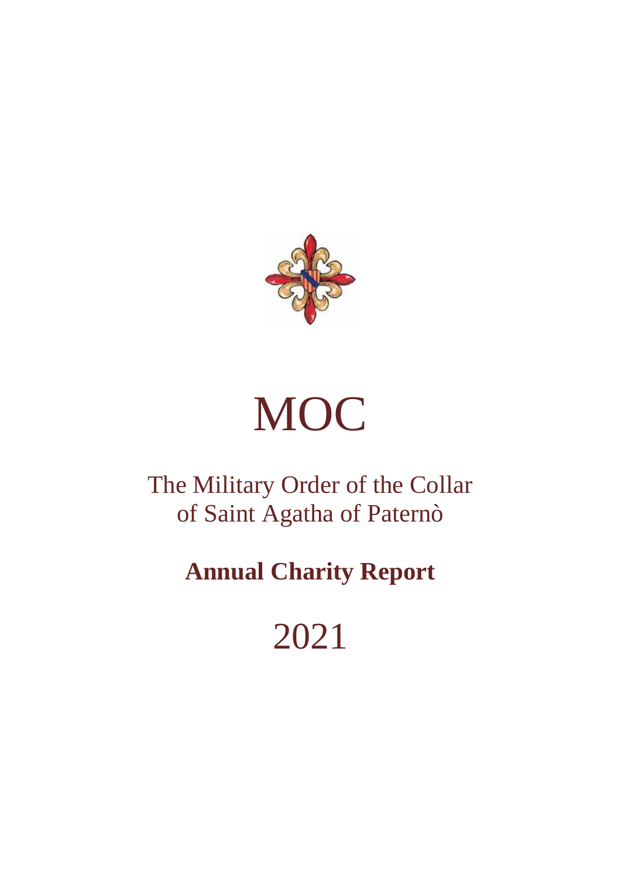# MOC

The Military Order of the Collar of Saint Agatha of Paternò

**Annual Charity Report**

2021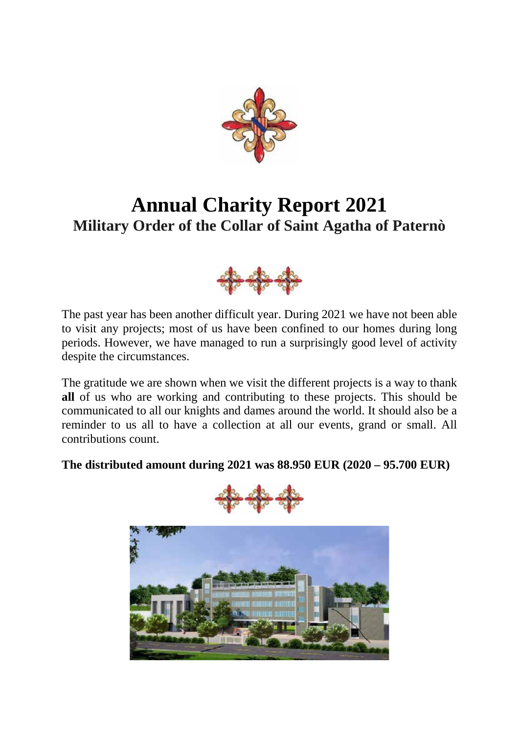# Annual Charity Report 2021

## Military Order of the Collar of Saint Agatha of Paternò

The past year has been another difficult year. During 2021 we have not been able to visit any projects; most of us have been confined to our homes during long periods. However, we have managed to run a surprisingly good level of activity despite the circumstances.

The gratitude we are shown when we visit the different projects is a way to thank **all** of us who are working and contributing to these projects. This should be communicated to all our knights and dames around the world. It should also be a reminder to us all to have a collection at all our events, grand or small. All contributions count.

**The distributed amount during 2021 was 88.950 EUR (2020 – 95.700 EUR)**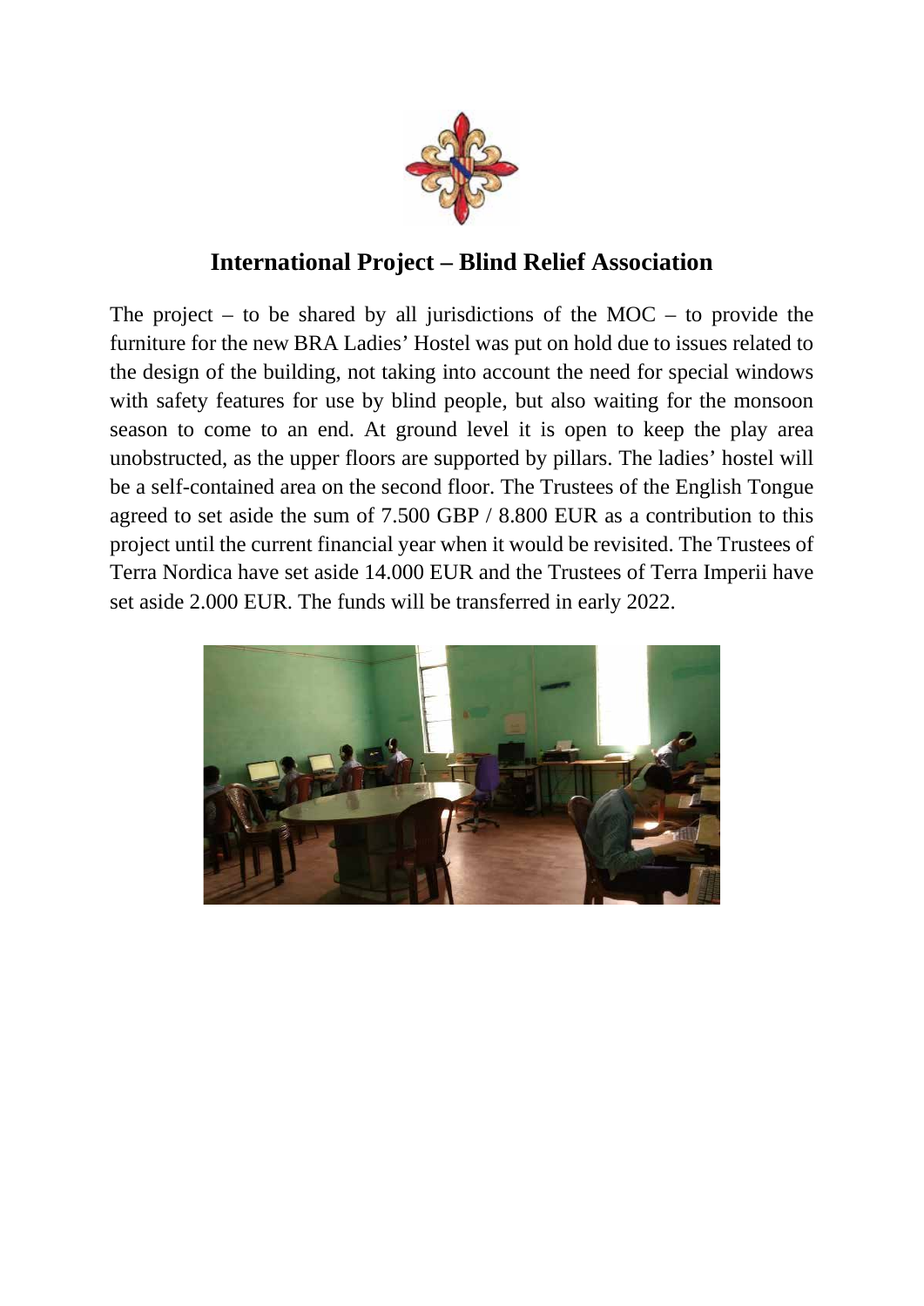## International Project – Blind Relief Association

The project – to be shared by all jurisdictions of the MOC – to provide the furniture for the new BRA Ladies' Hostel was put on hold due to issues related to the design of the building, not taking into account the need for special windows with safety features for use by blind people, but also waiting for the monsoon season to come to an end. At ground level it is open to keep the play area unobstructed, as the upper floors are supported by pillars. The ladies' hostel will be a self-contained area on the second floor. The Trustees of the English Tongue agreed to set aside the sum of 7.500 GBP / 8.800 EUR as a contribution to this project until the current financial year when it would be revisited. The Trustees of Terra Nordica have set aside 14.000 EUR and the Trustees of Terra Imperii have set aside 2.000 EUR. The funds will be transferred in early 2022.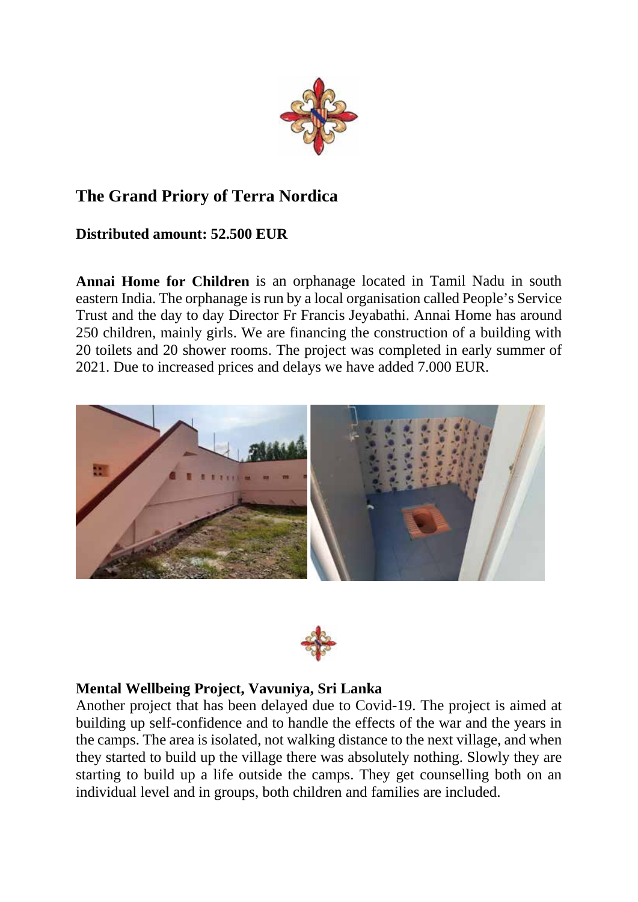## The Grand Priory of Terra Nordica

**Distributed amount: 52.500 EUR**

**Annai Home for Children** is an orphanage located in Tamil Nadu in south eastern India. The orphanage is run by a local organisation called People's Service Trust and the day to day Director Fr Francis Jeyabathi. Annai Home has around 250 children, mainly girls. We are financing the construction of a building with 20 toilets and 20 shower rooms. The project was completed in early summer of 2021. Due to increased prices and delays we have added 7.000 EUR.

**Mental Wellbeing Project, Vavuniya, Sri Lanka**

Another project that has been delayed due to Covid-19. The project is aimed at building up self-confidence and to handle the effects of the war and the years in the camps. The area is isolated, not walking distance to the next village, and when they started to build up the village there was absolutely nothing. Slowly they are starting to build up a life outside the camps. They get counselling both on an individual level and in groups, both children and families are included.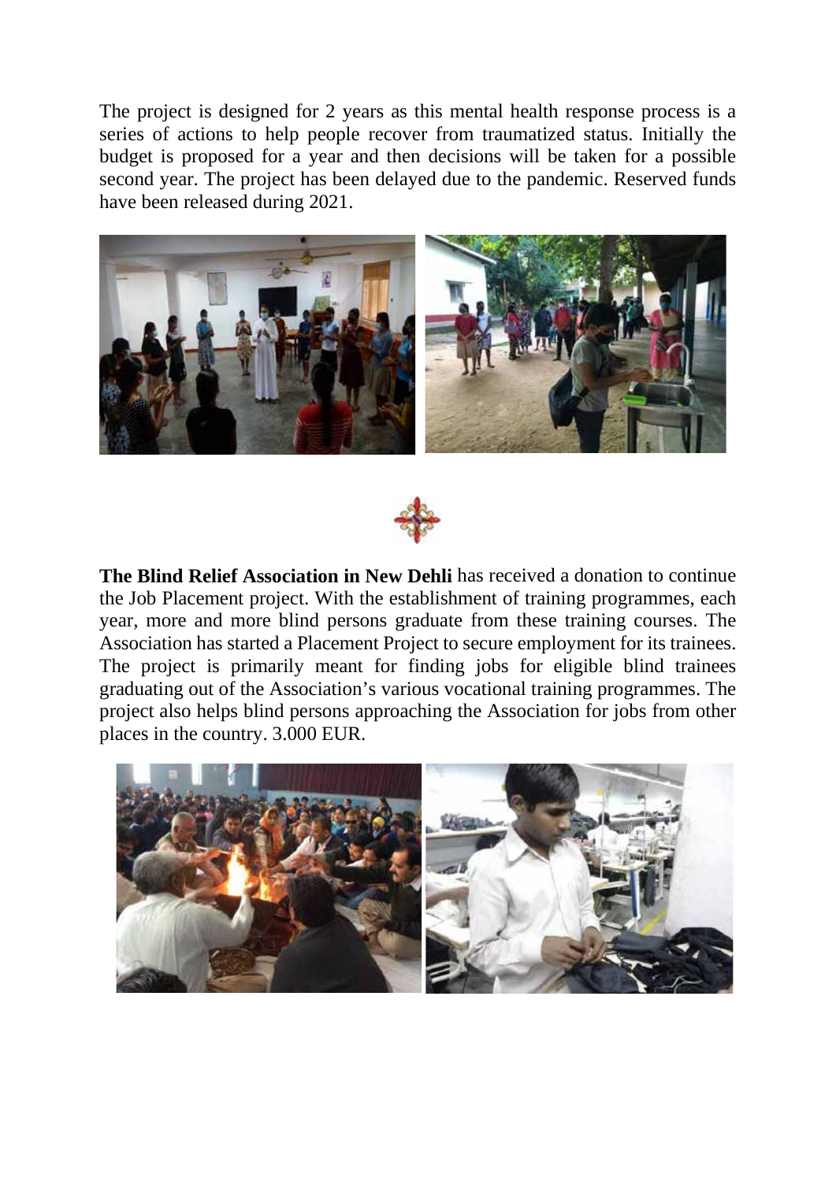The project is designed for 2 years as this mental health response process is a series of actions to help people recover from traumatized status. Initially the budget is proposed for a year and then decisions will be taken for a possible second year. The project has been delayed due to the pandemic. Reserved funds have been released during 2021.

**The Blind Relief Association in New Dehli** has received a donation to continue the Job Placement project. With the establishment of training programmes, each year, more and more blind persons graduate from these training courses. The Association has started a Placement Project to secure employment for its trainees. The project is primarily meant for finding jobs for eligible blind trainees graduating out of the Association's various vocational training programmes. The project also helps blind persons approaching the Association for jobs from other places in the country. 3.000 EUR.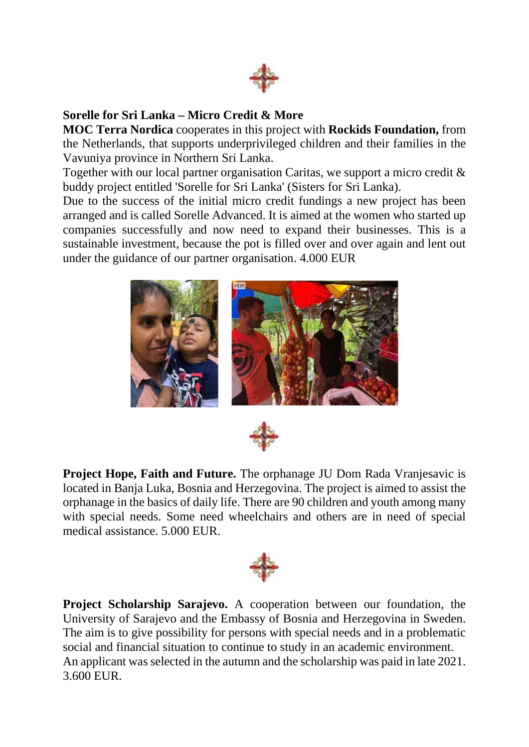**Sorelle for Sri Lanka – Micro Credit & More**

**MOC Terra Nordica** cooperates in this project with **Rockids Foundation,** from the Netherlands, that supports underprivileged children and their families in the Vavuniya province in Northern Sri Lanka.

Together with our local partner organisation Caritas, we support a micro credit & buddy project entitled 'Sorelle for Sri Lanka' (Sisters for Sri Lanka).

Due to the success of the initial micro credit fundings a new project has been arranged and is called Sorelle Advanced. It is aimed at the women who started up companies successfully and now need to expand their businesses. This is a sustainable investment, because the pot is filled over and over again and lent out under the guidance of our partner organisation. 4.000 EUR

**Project Hope, Faith and Future.** The orphanage JU Dom Rada Vranjesavic is located in Banja Luka, Bosnia and Herzegovina. The project is aimed to assist the orphanage in the basics of daily life. There are 90 children and youth among many with special needs. Some need wheelchairs and others are in need of special medical assistance. 5.000 EUR.

**Project Scholarship Sarajevo.** A cooperation between our foundation, the University of Sarajevo and the Embassy of Bosnia and Herzegovina in Sweden. The aim is to give possibility for persons with special needs and in a problematic social and financial situation to continue to study in an academic environment.

An applicant was selected in the autumn and the scholarship was paid in late 2021. 3.600 EUR.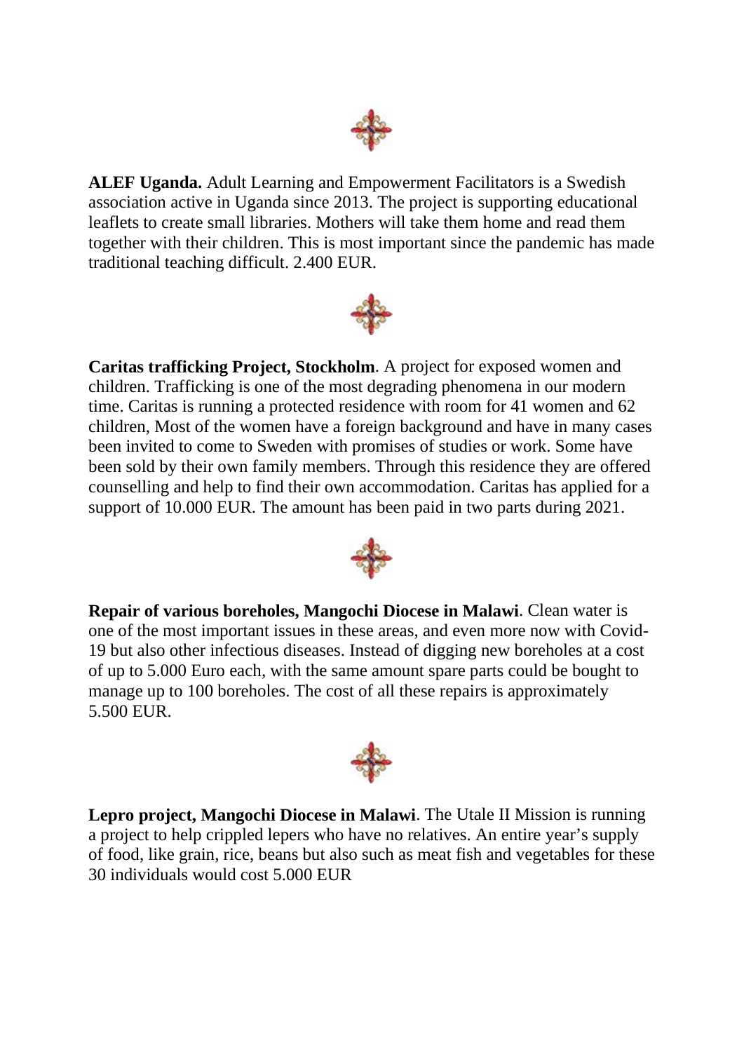**ALEF Uganda.** Adult Learning and Empowerment Facilitators is a Swedish association active in Uganda since 2013. The project is supporting educational leaflets to create small libraries. Mothers will take them home and read them together with their children. This is most important since the pandemic has made traditional teaching difficult. 2.400 EUR.

**Caritas trafficking Project, Stockholm**. A project for exposed women and children. Trafficking is one of the most degrading phenomena in our modern time. Caritas is running a protected residence with room for 41 women and 62 children, Most of the women have a foreign background and have in many cases been invited to come to Sweden with promises of studies or work. Some have been sold by their own family members. Through this residence they are offered counselling and help to find their own accommodation. Caritas has applied for a support of 10.000 EUR. The amount has been paid in two parts during 2021.

**Repair of various boreholes, Mangochi Diocese in Malawi**. Clean water is one of the most important issues in these areas, and even more now with Covid-19 but also other infectious diseases. Instead of digging new boreholes at a cost of up to 5.000 Euro each, with the same amount spare parts could be bought to manage up to 100 boreholes. The cost of all these repairs is approximately 5.500 EUR.

**Lepro project, Mangochi Diocese in Malawi**. The Utale II Mission is running a project to help crippled lepers who have no relatives. An entire year's supply of food, like grain, rice, beans but also such as meat fish and vegetables for these 30 individuals would cost 5.000 EUR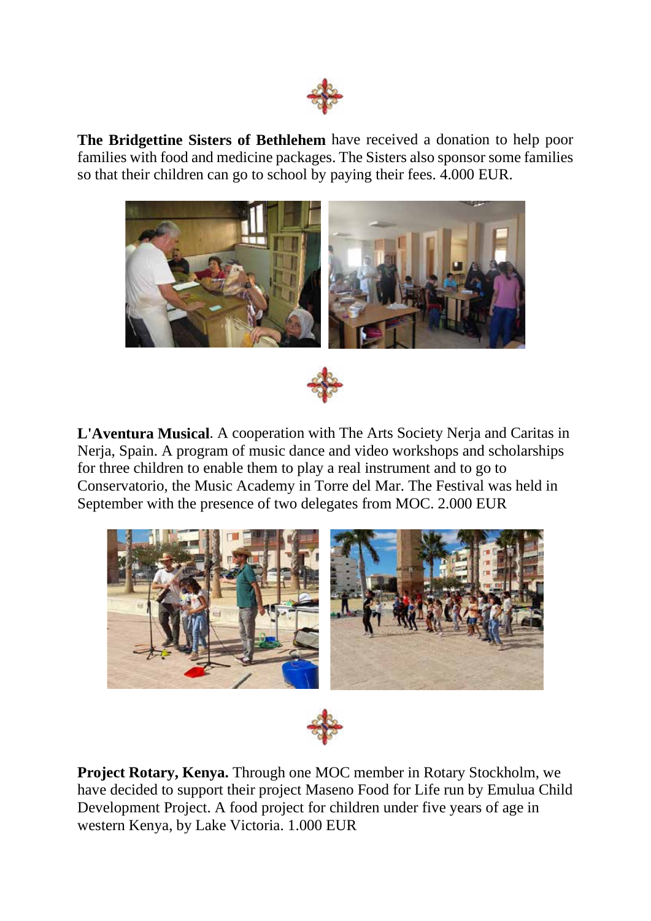**The Bridgettine Sisters of Bethlehem** have received a donation to help poor families with food and medicine packages. The Sisters also sponsor some families so that their children can go to school by paying their fees. 4.000 EUR.

**L'Aventura Musical**. A cooperation with The Arts Society Nerja and Caritas in Nerja, Spain. A program of music dance and video workshops and scholarships for three children to enable them to play a real instrument and to go to Conservatorio, the Music Academy in Torre del Mar. The Festival was held in September with the presence of two delegates from MOC. 2.000 EUR

**Project Rotary, Kenya.** Through one MOC member in Rotary Stockholm, we have decided to support their project Maseno Food for Life run by Emulua Child Development Project. A food project for children under five years of age in western Kenya, by Lake Victoria. 1.000 EUR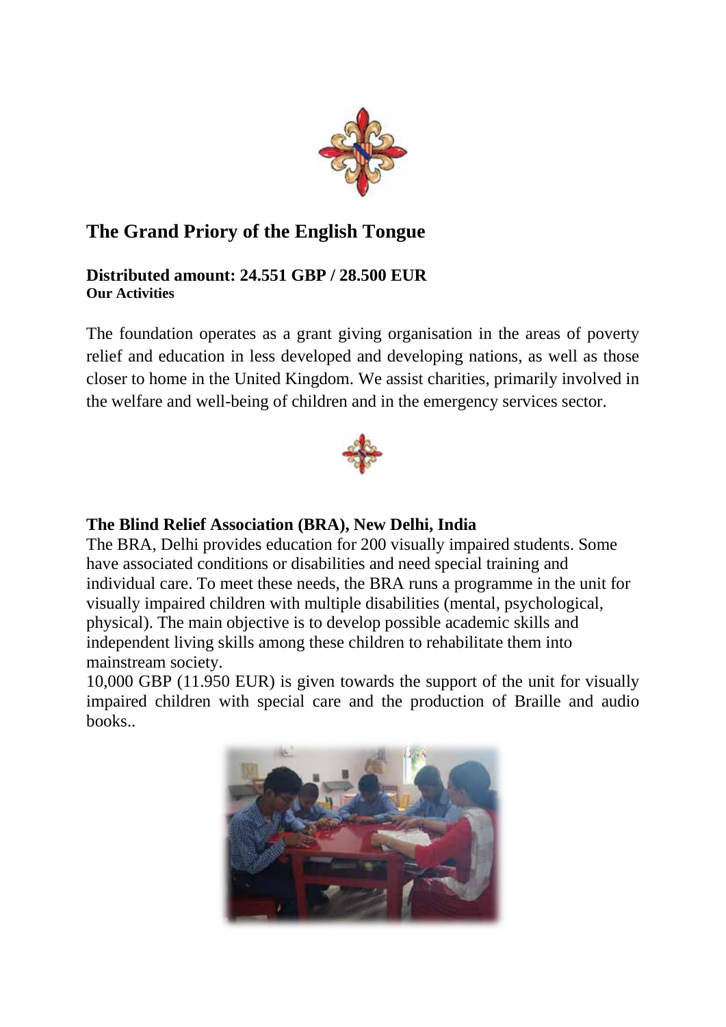## The Grand Priory of the English Tongue

**Distributed amount: 24.551 GBP / 28.500 EUR**
**Our Activities**

The foundation operates as a grant giving organisation in the areas of poverty relief and education in less developed and developing nations, as well as those closer to home in the United Kingdom. We assist charities, primarily involved in the welfare and well-being of children and in the emergency services sector.

**The Blind Relief Association (BRA), New Delhi, India**

The BRA, Delhi provides education for 200 visually impaired students. Some have associated conditions or disabilities and need special training and individual care. To meet these needs, the BRA runs a programme in the unit for visually impaired children with multiple disabilities (mental, psychological, physical). The main objective is to develop possible academic skills and independent living skills among these children to rehabilitate them into mainstream society.

10,000 GBP (11.950 EUR) is given towards the support of the unit for visually impaired children with special care and the production of Braille and audio books..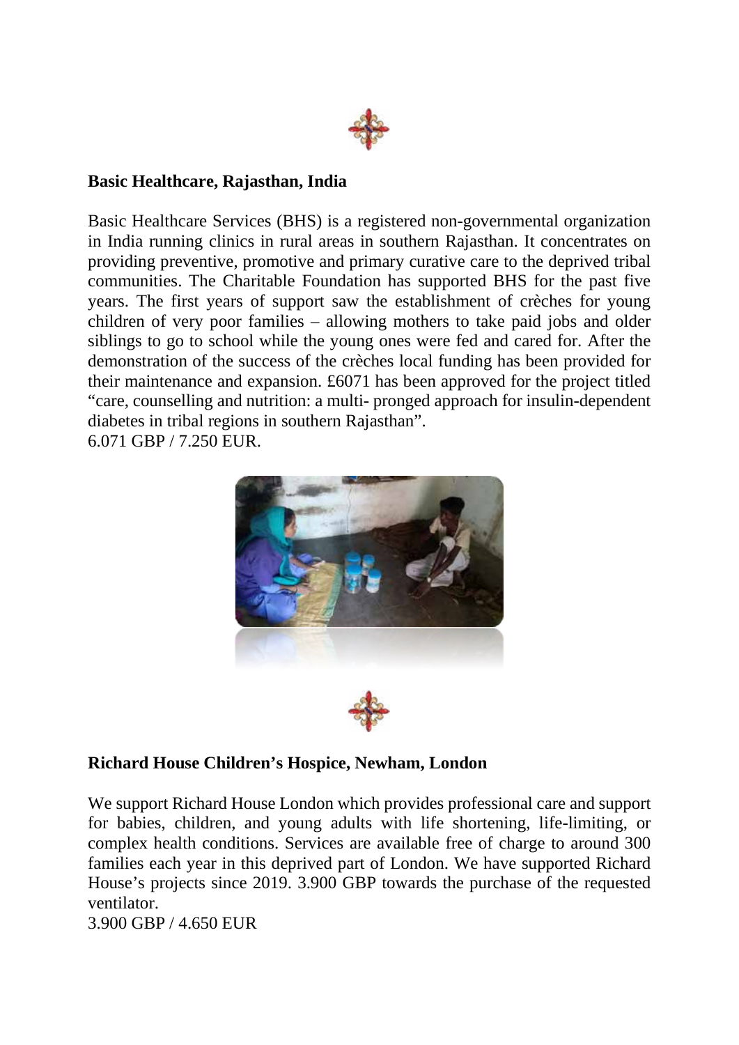**Basic Healthcare, Rajasthan, India**

Basic Healthcare Services (BHS) is a registered non-governmental organization in India running clinics in rural areas in southern Rajasthan. It concentrates on providing preventive, promotive and primary curative care to the deprived tribal communities. The Charitable Foundation has supported BHS for the past five years. The first years of support saw the establishment of crèches for young children of very poor families – allowing mothers to take paid jobs and older siblings to go to school while the young ones were fed and cared for. After the demonstration of the success of the crèches local funding has been provided for their maintenance and expansion. £6071 has been approved for the project titled "care, counselling and nutrition: a multi- pronged approach for insulin-dependent diabetes in tribal regions in southern Rajasthan".
6.071 GBP / 7.250 EUR.

**Richard House Children's Hospice, Newham, London**

We support Richard House London which provides professional care and support for babies, children, and young adults with life shortening, life-limiting, or complex health conditions. Services are available free of charge to around 300 families each year in this deprived part of London. We have supported Richard House's projects since 2019. 3.900 GBP towards the purchase of the requested ventilator.
3.900 GBP / 4.650 EUR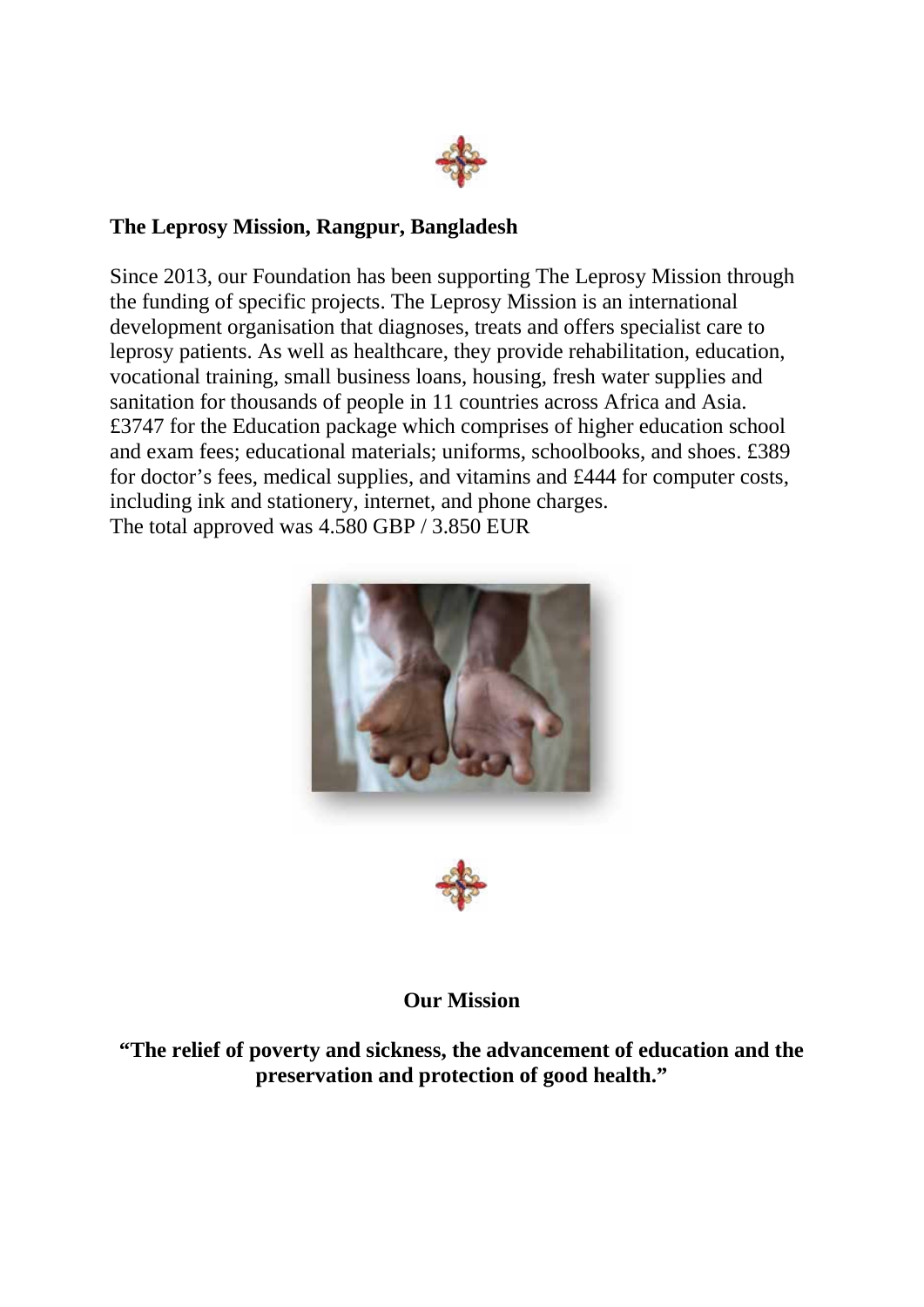## The Leprosy Mission, Rangpur, Bangladesh

Since 2013, our Foundation has been supporting The Leprosy Mission through the funding of specific projects. The Leprosy Mission is an international development organisation that diagnoses, treats and offers specialist care to leprosy patients. As well as healthcare, they provide rehabilitation, education, vocational training, small business loans, housing, fresh water supplies and sanitation for thousands of people in 11 countries across Africa and Asia. £3747 for the Education package which comprises of higher education school and exam fees; educational materials; uniforms, schoolbooks, and shoes. £389 for doctor's fees, medical supplies, and vitamins and £444 for computer costs, including ink and stationery, internet, and phone charges.
The total approved was 4.580 GBP / 3.850 EUR

## Our Mission

**"The relief of poverty and sickness, the advancement of education and the preservation and protection of good health."**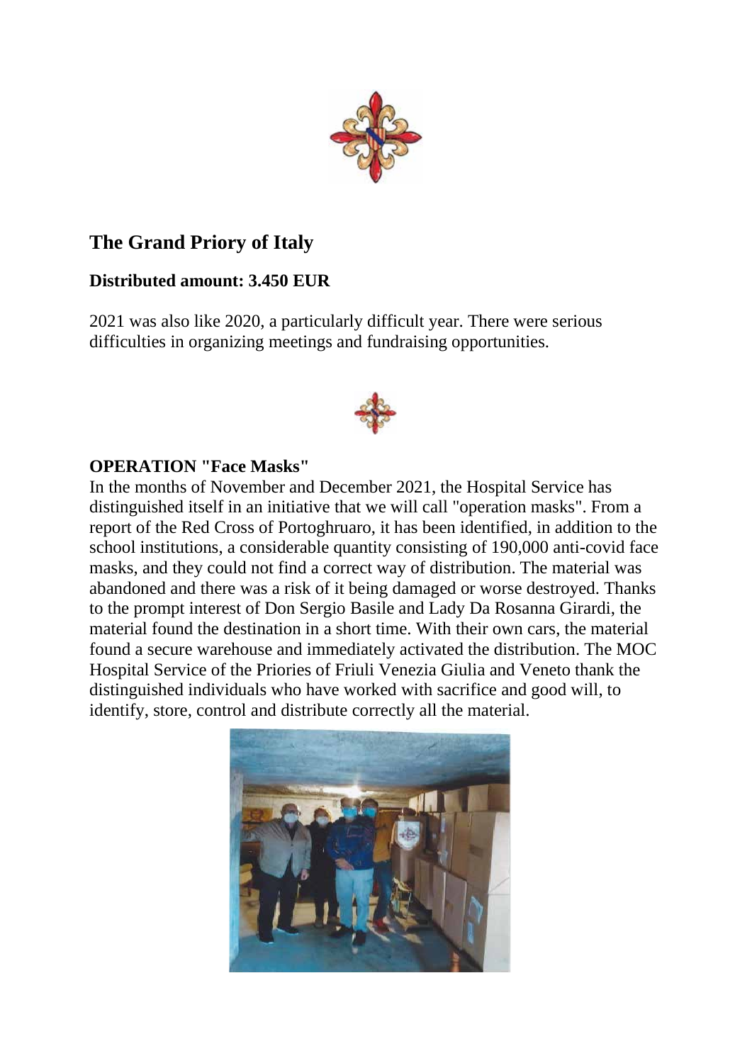## The Grand Priory of Italy

**Distributed amount: 3.450 EUR**

2021 was also like 2020, a particularly difficult year. There were serious difficulties in organizing meetings and fundraising opportunities.

**OPERATION "Face Masks"**

In the months of November and December 2021, the Hospital Service has distinguished itself in an initiative that we will call "operation masks". From a report of the Red Cross of Portoghruaro, it has been identified, in addition to the school institutions, a considerable quantity consisting of 190,000 anti-covid face masks, and they could not find a correct way of distribution. The material was abandoned and there was a risk of it being damaged or worse destroyed. Thanks to the prompt interest of Don Sergio Basile and Lady Da Rosanna Girardi, the material found the destination in a short time. With their own cars, the material found a secure warehouse and immediately activated the distribution. The MOC Hospital Service of the Priories of Friuli Venezia Giulia and Veneto thank the distinguished individuals who have worked with sacrifice and good will, to identify, store, control and distribute correctly all the material.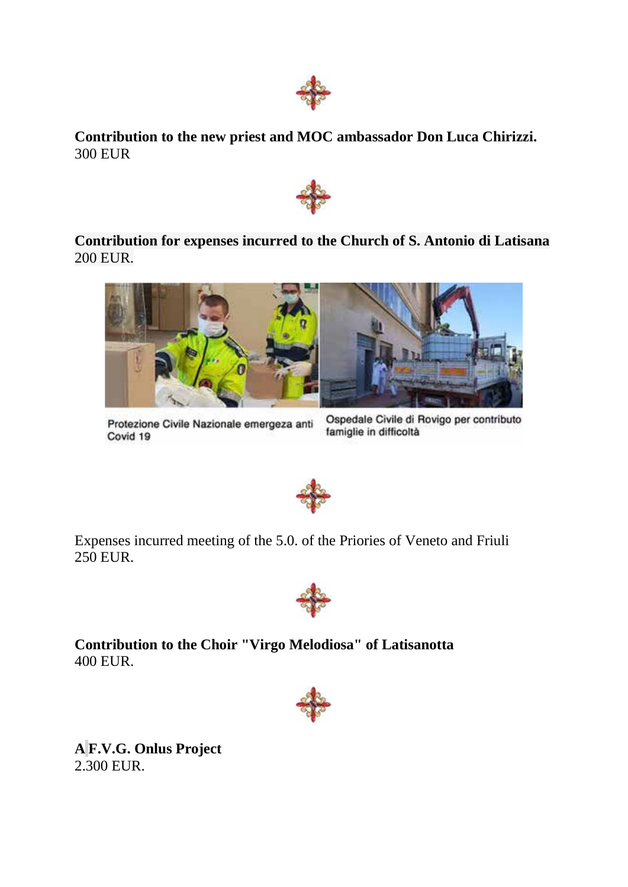**Contribution to the new priest and MOC ambassador Don Luca Chirizzi.**
300 EUR

**Contribution for expenses incurred to the Church of S. Antonio di Latisana**
200 EUR.

Protezione Civile Nazionale emergeza anti Covid 19

Ospedale Civile di Rovigo per contributo famiglie in difficoltà

Expenses incurred meeting of the 5.0. of the Priories of Veneto and Friuli
250 EUR.

**Contribution to the Choir "Virgo Melodiosa" of Latisanotta**
400 EUR.

**A F.V.G. Onlus Project**
2.300 EUR.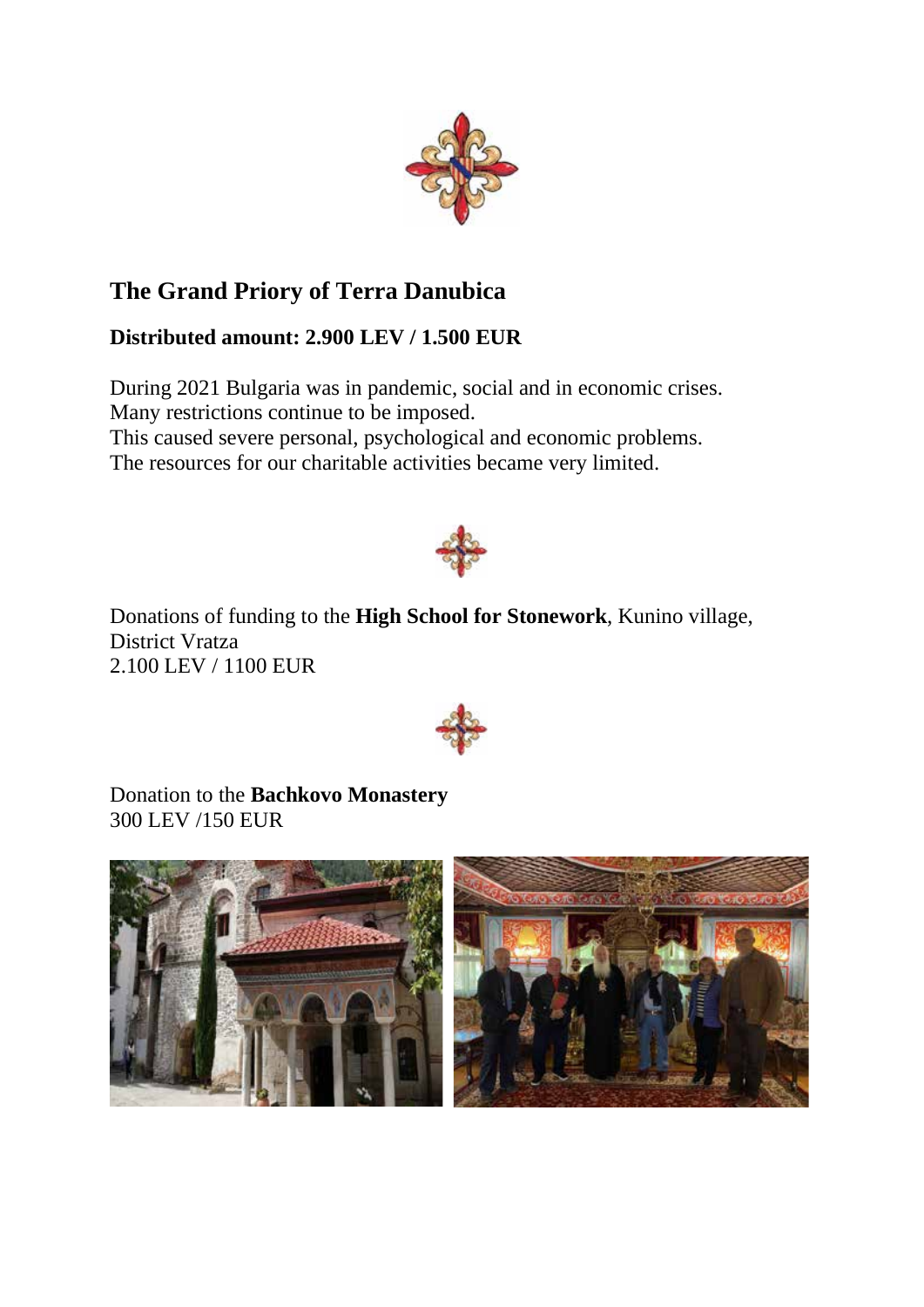## The Grand Priory of Terra Danubica

**Distributed amount: 2.900 LEV / 1.500 EUR**

During 2021 Bulgaria was in pandemic, social and in economic crises.
Many restrictions continue to be imposed.
This caused severe personal, psychological and economic problems.
The resources for our charitable activities became very limited.

Donations of funding to the **High School for Stonework**, Kunino village, District Vratza
2.100 LEV / 1100 EUR

Donation to the **Bachkovo Monastery**
300 LEV /150 EUR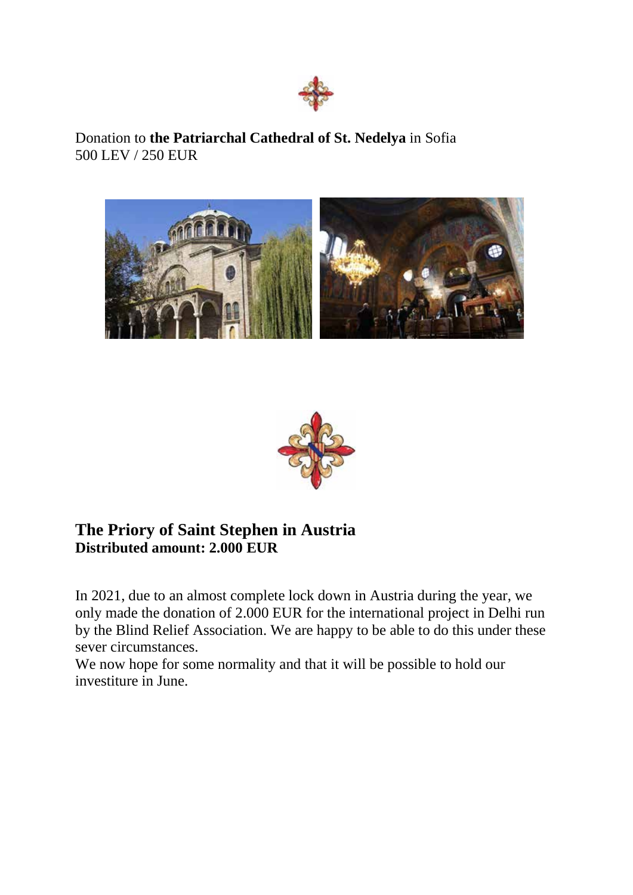Donation to **the Patriarchal Cathedral of St. Nedelya** in Sofia
500 LEV / 250 EUR

## The Priory of Saint Stephen in Austria

**Distributed amount: 2.000 EUR**

In 2021, due to an almost complete lock down in Austria during the year, we only made the donation of 2.000 EUR for the international project in Delhi run by the Blind Relief Association. We are happy to be able to do this under these sever circumstances.
We now hope for some normality and that it will be possible to hold our investiture in June.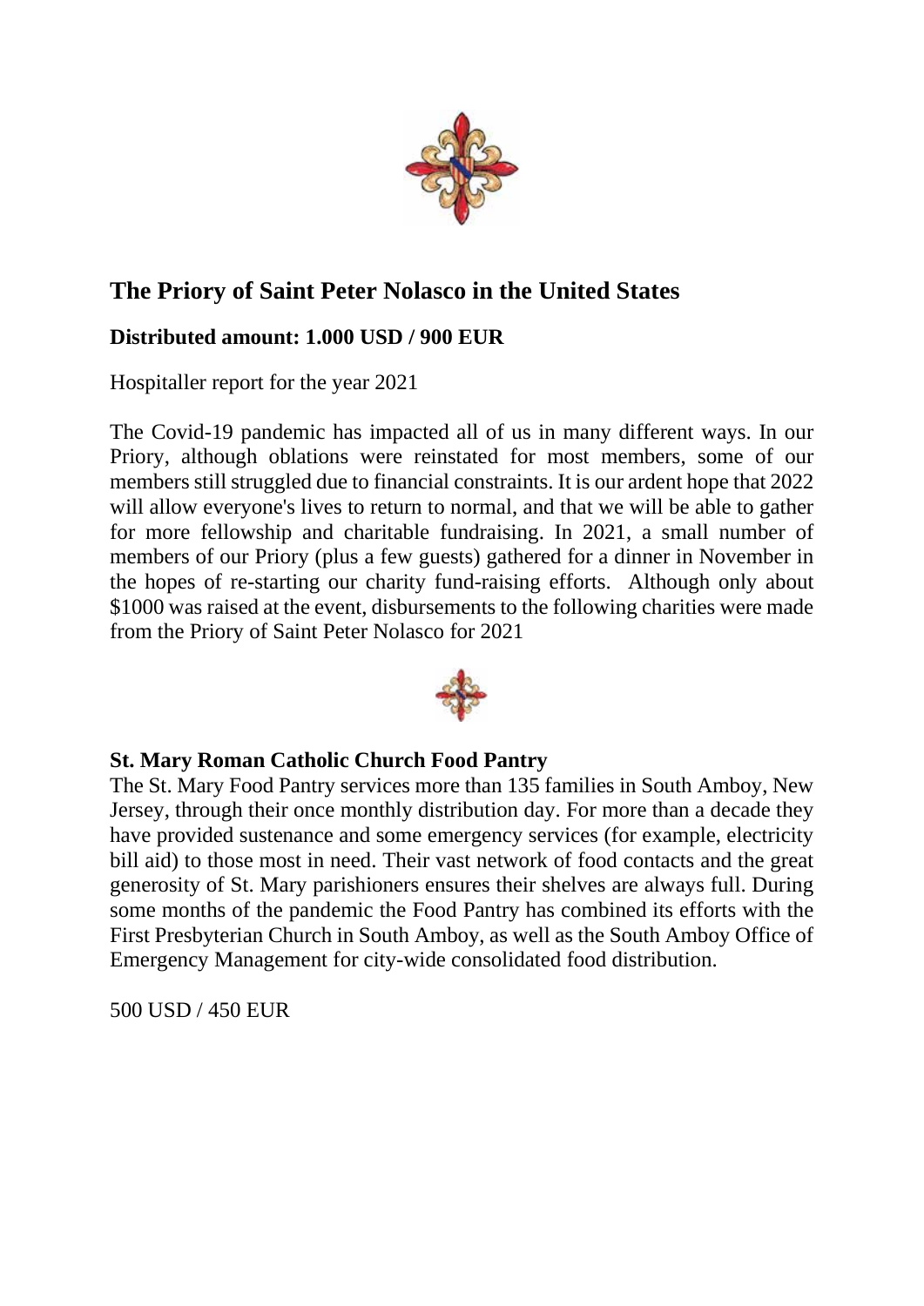## The Priory of Saint Peter Nolasco in the United States

**Distributed amount: 1.000 USD / 900 EUR**

Hospitaller report for the year 2021

The Covid-19 pandemic has impacted all of us in many different ways. In our Priory, although oblations were reinstated for most members, some of our members still struggled due to financial constraints. It is our ardent hope that 2022 will allow everyone's lives to return to normal, and that we will be able to gather for more fellowship and charitable fundraising. In 2021, a small number of members of our Priory (plus a few guests) gathered for a dinner in November in the hopes of re-starting our charity fund-raising efforts. Although only about $1000 was raised at the event, disbursements to the following charities were made from the Priory of Saint Peter Nolasco for 2021

**St. Mary Roman Catholic Church Food Pantry**

The St. Mary Food Pantry services more than 135 families in South Amboy, New Jersey, through their once monthly distribution day. For more than a decade they have provided sustenance and some emergency services (for example, electricity bill aid) to those most in need. Their vast network of food contacts and the great generosity of St. Mary parishioners ensures their shelves are always full. During some months of the pandemic the Food Pantry has combined its efforts with the First Presbyterian Church in South Amboy, as well as the South Amboy Office of Emergency Management for city-wide consolidated food distribution.

500 USD / 450 EUR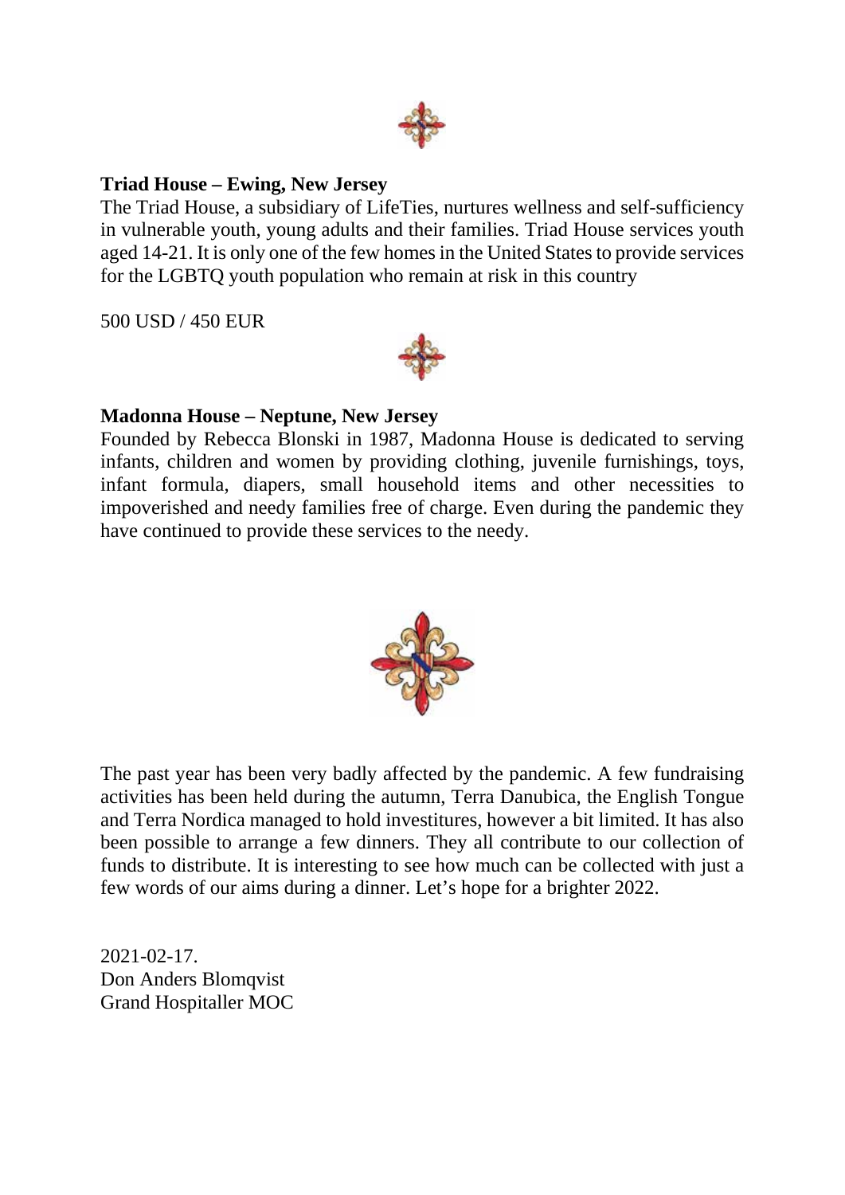**Triad House – Ewing, New Jersey**

The Triad House, a subsidiary of LifeTies, nurtures wellness and self-sufficiency in vulnerable youth, young adults and their families. Triad House services youth aged 14-21. It is only one of the few homes in the United States to provide services for the LGBTQ youth population who remain at risk in this country

500 USD / 450 EUR

**Madonna House – Neptune, New Jersey**

Founded by Rebecca Blonski in 1987, Madonna House is dedicated to serving infants, children and women by providing clothing, juvenile furnishings, toys, infant formula, diapers, small household items and other necessities to impoverished and needy families free of charge. Even during the pandemic they have continued to provide these services to the needy.

The past year has been very badly affected by the pandemic. A few fundraising activities has been held during the autumn, Terra Danubica, the English Tongue and Terra Nordica managed to hold investitures, however a bit limited. It has also been possible to arrange a few dinners. They all contribute to our collection of funds to distribute. It is interesting to see how much can be collected with just a few words of our aims during a dinner. Let's hope for a brighter 2022.

2021-02-17.
Don Anders Blomqvist
Grand Hospitaller MOC